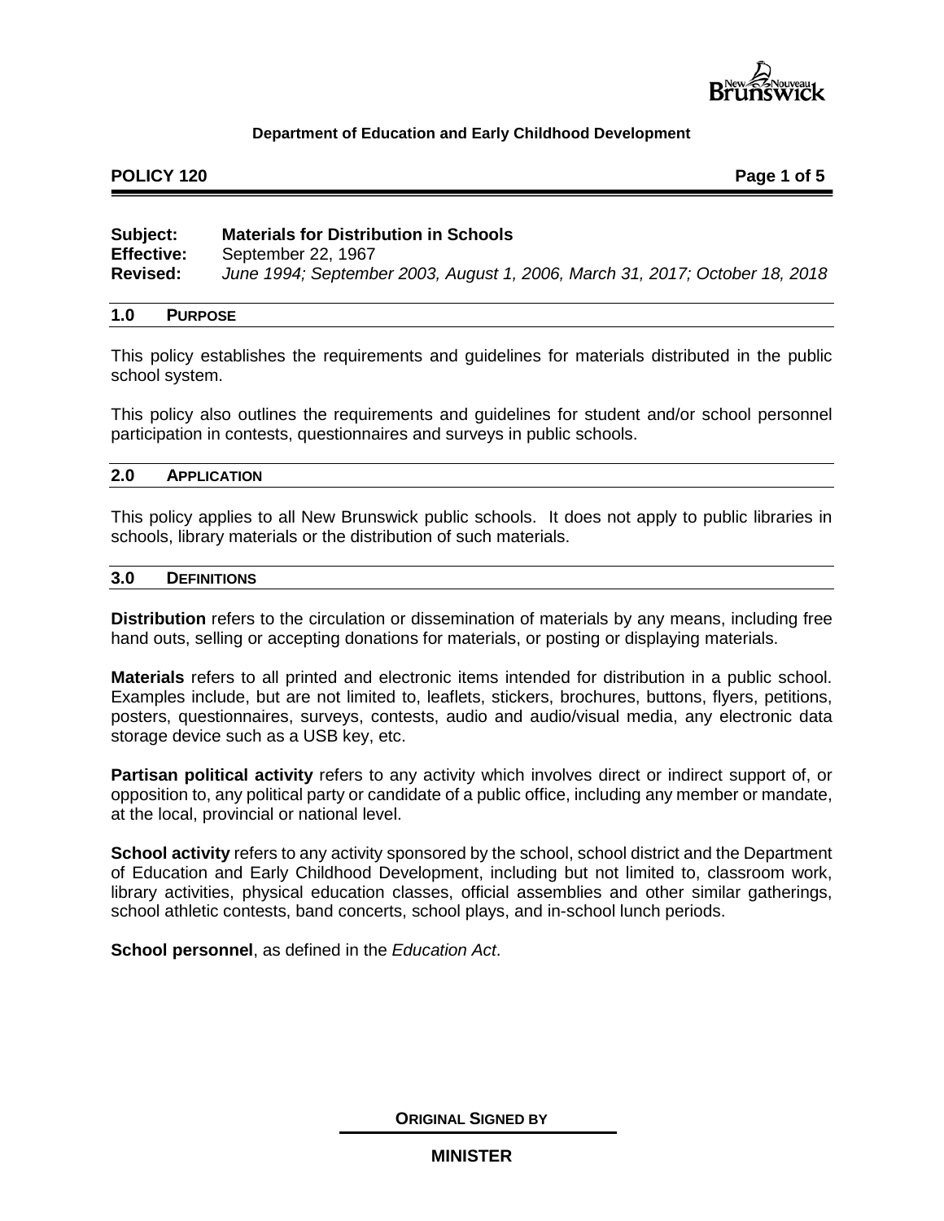**Department of Education and Early Childhood Development**

**POLICY 120**

**Subject:** **Materials for Distribution in Schools**
**Effective:** September 22, 1967
**Revised:** *June 1994; September 2003, August 1, 2006, March 31, 2017; October 18, 2018*

## 1.0 PURPOSE

This policy establishes the requirements and guidelines for materials distributed in the public school system.

This policy also outlines the requirements and guidelines for student and/or school personnel participation in contests, questionnaires and surveys in public schools.

## 2.0 APPLICATION

This policy applies to all New Brunswick public schools. It does not apply to public libraries in schools, library materials or the distribution of such materials.

## 3.0 DEFINITIONS

**Distribution** refers to the circulation or dissemination of materials by any means, including free hand outs, selling or accepting donations for materials, or posting or displaying materials.

**Materials** refers to all printed and electronic items intended for distribution in a public school. Examples include, but are not limited to, leaflets, stickers, brochures, buttons, flyers, petitions, posters, questionnaires, surveys, contests, audio and audio/visual media, any electronic data storage device such as a USB key, etc.

**Partisan political activity** refers to any activity which involves direct or indirect support of, or opposition to, any political party or candidate of a public office, including any member or mandate, at the local, provincial or national level.

**School activity** refers to any activity sponsored by the school, school district and the Department of Education and Early Childhood Development, including but not limited to, classroom work, library activities, physical education classes, official assemblies and other similar gatherings, school athletic contests, band concerts, school plays, and in-school lunch periods.

**School personnel**, as defined in the *Education Act*.

**ORIGINAL SIGNED BY**

**MINISTER**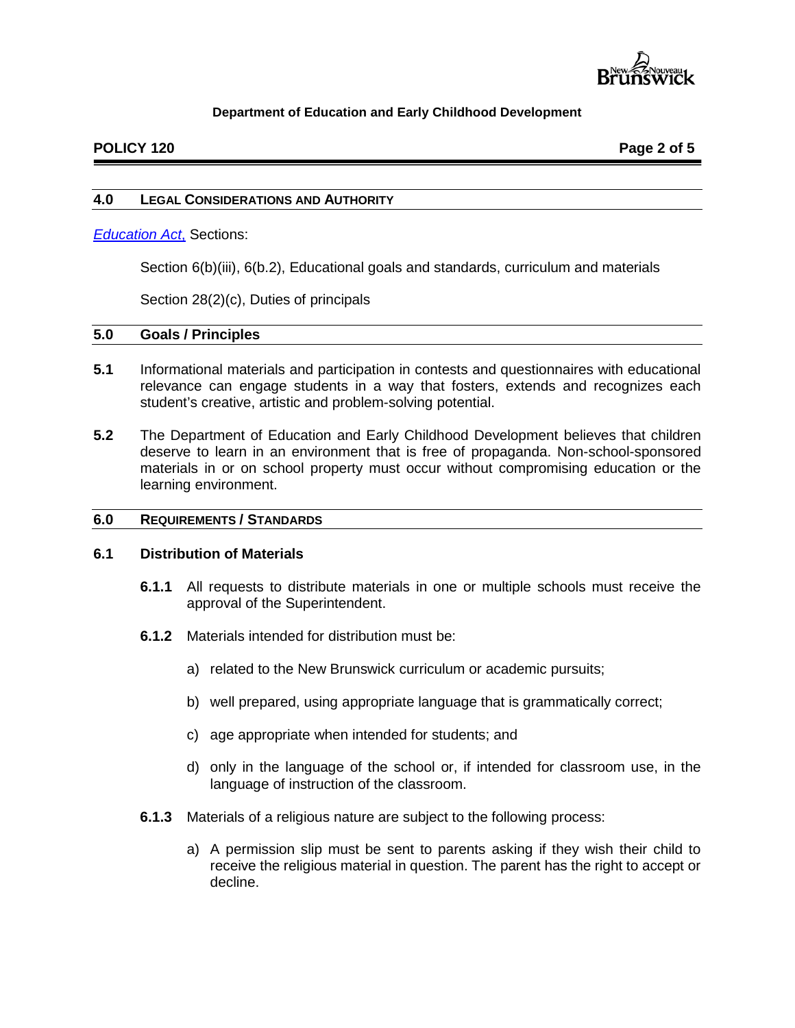## 4.0 LEGAL CONSIDERATIONS AND AUTHORITY

*Education Act*, Sections:

Section 6(b)(iii), 6(b.2), Educational goals and standards, curriculum and materials

Section 28(2)(c), Duties of principals

## 5.0 Goals / Principles

**5.1** Informational materials and participation in contests and questionnaires with educational relevance can engage students in a way that fosters, extends and recognizes each student's creative, artistic and problem-solving potential.

**5.2** The Department of Education and Early Childhood Development believes that children deserve to learn in an environment that is free of propaganda. Non-school-sponsored materials in or on school property must occur without compromising education or the learning environment.

## 6.0 REQUIREMENTS / STANDARDS

### 6.1 Distribution of Materials

**6.1.1** All requests to distribute materials in one or multiple schools must receive the approval of the Superintendent.

**6.1.2** Materials intended for distribution must be:

a) related to the New Brunswick curriculum or academic pursuits;

b) well prepared, using appropriate language that is grammatically correct;

c) age appropriate when intended for students; and

d) only in the language of the school or, if intended for classroom use, in the language of instruction of the classroom.

**6.1.3** Materials of a religious nature are subject to the following process:

a) A permission slip must be sent to parents asking if they wish their child to receive the religious material in question. The parent has the right to accept or decline.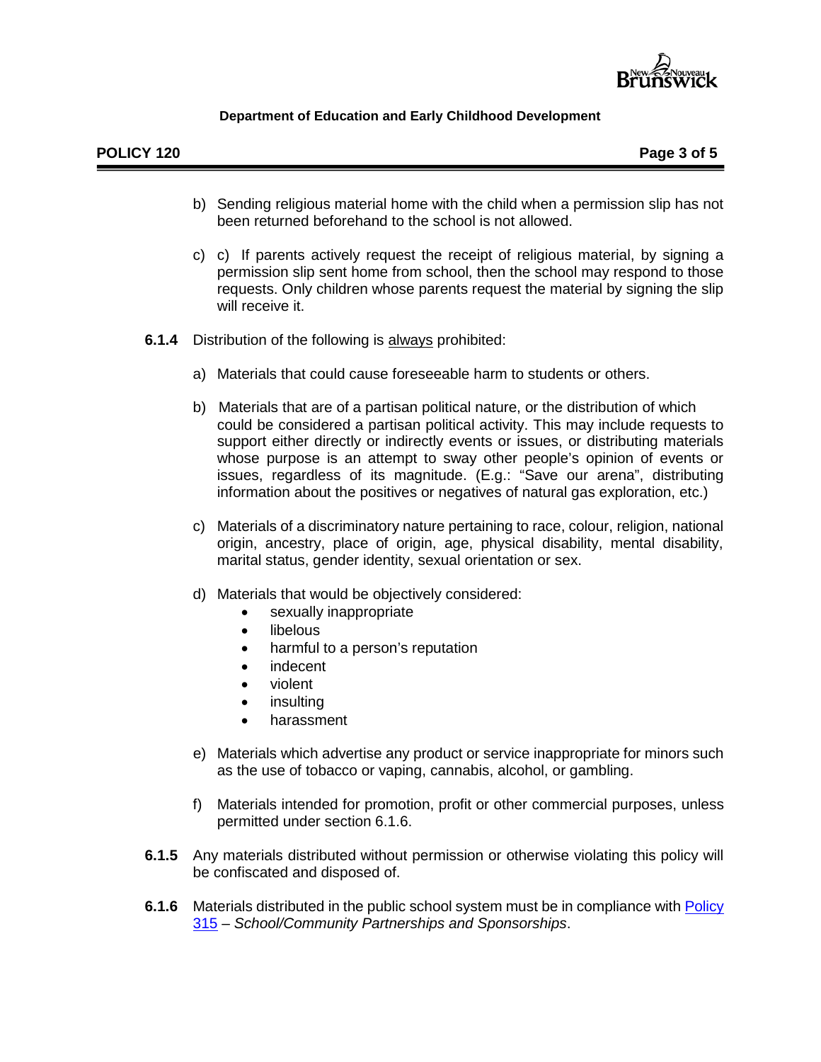b) Sending religious material home with the child when a permission slip has not been returned beforehand to the school is not allowed.

c) c) If parents actively request the receipt of religious material, by signing a permission slip sent home from school, then the school may respond to those requests. Only children whose parents request the material by signing the slip will receive it.

**6.1.4** Distribution of the following is <u>always</u> prohibited:

a) Materials that could cause foreseeable harm to students or others.

b) Materials that are of a partisan political nature, or the distribution of which could be considered a partisan political activity. This may include requests to support either directly or indirectly events or issues, or distributing materials whose purpose is an attempt to sway other people's opinion of events or issues, regardless of its magnitude. (E.g.: "Save our arena", distributing information about the positives or negatives of natural gas exploration, etc.)

c) Materials of a discriminatory nature pertaining to race, colour, religion, national origin, ancestry, place of origin, age, physical disability, mental disability, marital status, gender identity, sexual orientation or sex.

d) Materials that would be objectively considered:
- sexually inappropriate
- libelous
- harmful to a person's reputation
- indecent
- violent
- insulting
- harassment

e) Materials which advertise any product or service inappropriate for minors such as the use of tobacco or vaping, cannabis, alcohol, or gambling.

f) Materials intended for promotion, profit or other commercial purposes, unless permitted under section 6.1.6.

**6.1.5** Any materials distributed without permission or otherwise violating this policy will be confiscated and disposed of.

**6.1.6** Materials distributed in the public school system must be in compliance with Policy 315 – *School/Community Partnerships and Sponsorships*.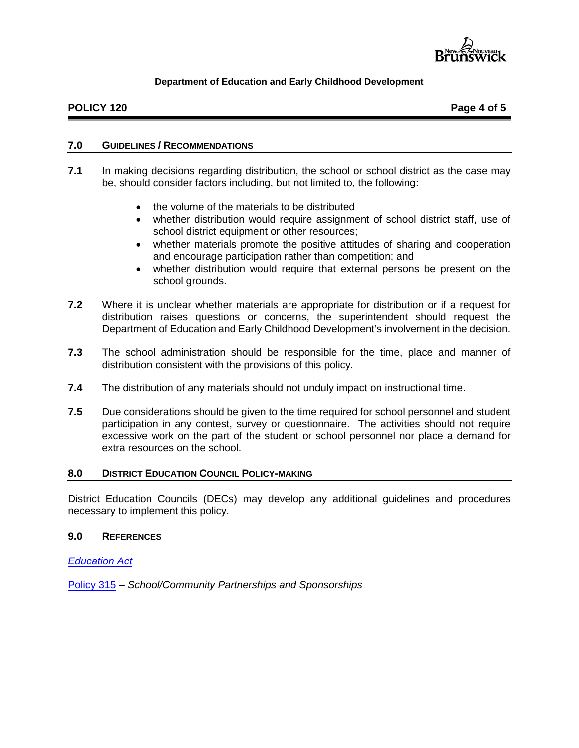## 7.0 GUIDELINES / RECOMMENDATIONS

**7.1** In making decisions regarding distribution, the school or school district as the case may be, should consider factors including, but not limited to, the following:

- the volume of the materials to be distributed
- whether distribution would require assignment of school district staff, use of school district equipment or other resources;
- whether materials promote the positive attitudes of sharing and cooperation and encourage participation rather than competition; and
- whether distribution would require that external persons be present on the school grounds.

**7.2** Where it is unclear whether materials are appropriate for distribution or if a request for distribution raises questions or concerns, the superintendent should request the Department of Education and Early Childhood Development's involvement in the decision.

**7.3** The school administration should be responsible for the time, place and manner of distribution consistent with the provisions of this policy.

**7.4** The distribution of any materials should not unduly impact on instructional time.

**7.5** Due considerations should be given to the time required for school personnel and student participation in any contest, survey or questionnaire. The activities should not require excessive work on the part of the student or school personnel nor place a demand for extra resources on the school.

## 8.0 DISTRICT EDUCATION COUNCIL POLICY-MAKING

District Education Councils (DECs) may develop any additional guidelines and procedures necessary to implement this policy.

## 9.0 REFERENCES

*Education Act*

Policy 315 – *School/Community Partnerships and Sponsorships*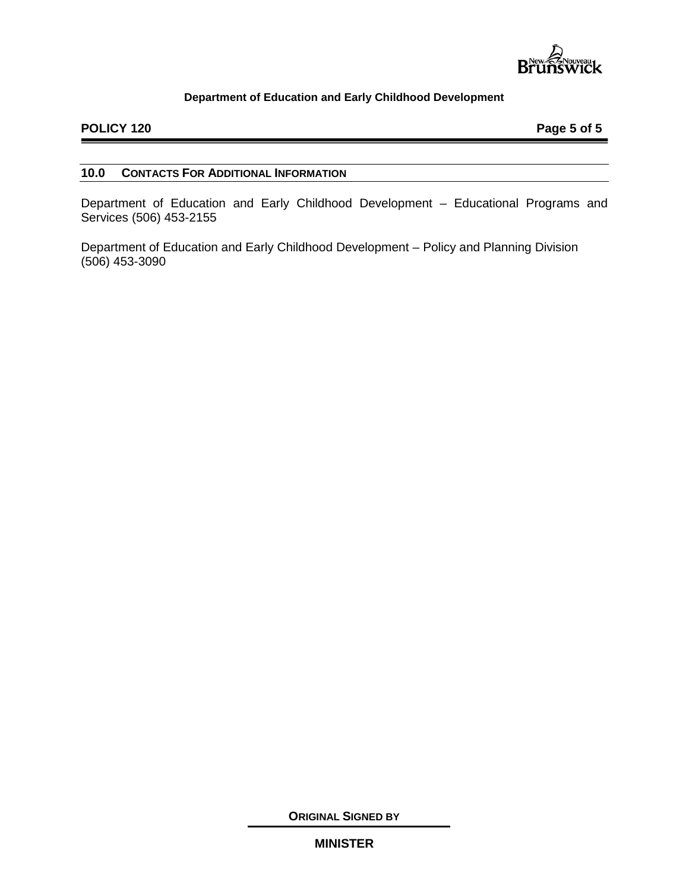## 10.0 CONTACTS FOR ADDITIONAL INFORMATION

Department of Education and Early Childhood Development – Educational Programs and Services (506) 453-2155

Department of Education and Early Childhood Development – Policy and Planning Division (506) 453-3090

**ORIGINAL SIGNED BY**

**MINISTER**